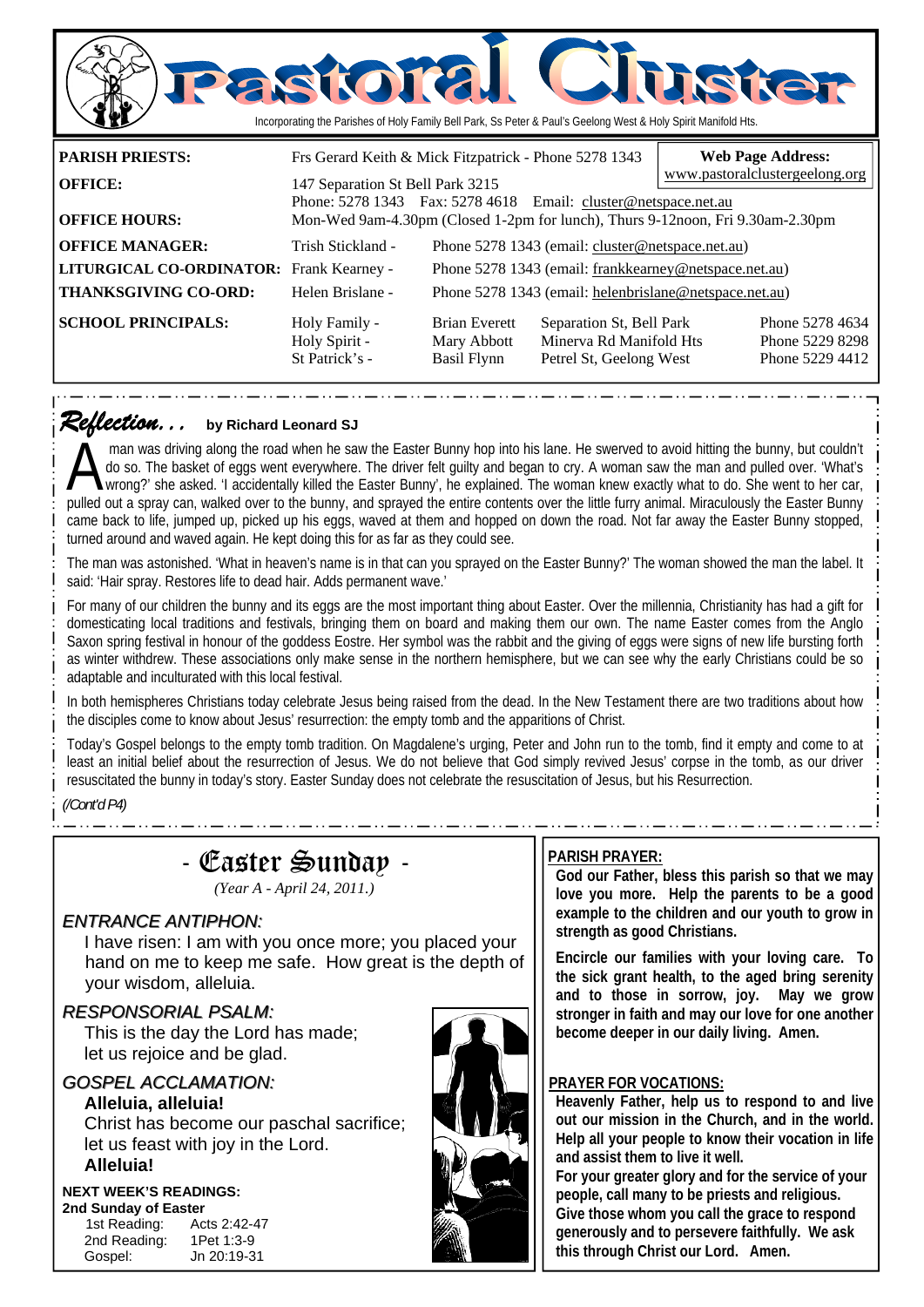# Pastoral Cluster

Incorporating the Parishes of Holy Family Bell Park, Ss Peter & Paul's Geelong West & Holy Spirit Manifold Hts.

| | | | | |
|---|---|---|---|---|
| **PARISH PRIESTS:** | Frs Gerard Keith & Mick Fitzpatrick - Phone 5278 1343 | | | **Web Page Address:** www.pastoralclustergeelong.org |
| **OFFICE:** | 147 Separation St Bell Park 3215<br>Phone: 5278 1343 Fax: 5278 4618 Email: cluster@netspace.net.au | | | |
| **OFFICE HOURS:** | Mon-Wed 9am-4.30pm (Closed 1-2pm for lunch), Thurs 9-12noon, Fri 9.30am-2.30pm | | | |
| **OFFICE MANAGER:** | Trish Stickland - | Phone 5278 1343 (email: cluster@netspace.net.au) | | |
| **LITURGICAL CO-ORDINATOR:** | Frank Kearney - | Phone 5278 1343 (email: frankkearney@netspace.net.au) | | |
| **THANKSGIVING CO-ORD:** | Helen Brislane - | Phone 5278 1343 (email: helenbrislane@netspace.net.au) | | |
| **SCHOOL PRINCIPALS:** | Holy Family - | Brian Everett | Separation St, Bell Park | Phone 5278 4634 |
| | Holy Spirit - | Mary Abbott | Minerva Rd Manifold Hts | Phone 5229 8298 |
| | St Patrick's - | Basil Flynn | Petrel St, Geelong West | Phone 5229 4412 |

## *Reflection. . .* by Richard Leonard SJ

A man was driving along the road when he saw the Easter Bunny hop into his lane. He swerved to avoid hitting the bunny, but couldn't do so. The basket of eggs went everywhere. The driver felt guilty and began to cry. A woman saw the man and pulled over. 'What's wrong?' she asked. 'I accidentally killed the Easter Bunny', he explained. The woman knew exactly what to do. She went to her car, pulled out a spray can, walked over to the bunny, and sprayed the entire contents over the little furry animal. Miraculously the Easter Bunny came back to life, jumped up, picked up his eggs, waved at them and hopped on down the road. Not far away the Easter Bunny stopped, turned around and waved again. He kept doing this for as far as they could see.

The man was astonished. 'What in heaven's name is in that can you sprayed on the Easter Bunny?' The woman showed the man the label. It said: 'Hair spray. Restores life to dead hair. Adds permanent wave.'

For many of our children the bunny and its eggs are the most important thing about Easter. Over the millennia, Christianity has had a gift for domesticating local traditions and festivals, bringing them on board and making them our own. The name Easter comes from the Anglo Saxon spring festival in honour of the goddess Eostre. Her symbol was the rabbit and the giving of eggs were signs of new life bursting forth as winter withdrew. These associations only make sense in the northern hemisphere, but we can see why the early Christians could be so adaptable and inculturated with this local festival.

In both hemispheres Christians today celebrate Jesus being raised from the dead. In the New Testament there are two traditions about how the disciples come to know about Jesus' resurrection: the empty tomb and the apparitions of Christ.

Today's Gospel belongs to the empty tomb tradition. On Magdalene's urging, Peter and John run to the tomb, find it empty and come to at least an initial belief about the resurrection of Jesus. We do not believe that God simply revived Jesus' corpse in the tomb, as our driver resuscitated the bunny in today's story. Easter Sunday does not celebrate the resuscitation of Jesus, but his Resurrection.

*(Cont'd P4)*

## - Easter Sunday -

*(Year A - April 24, 2011.)*

### *ENTRANCE ANTIPHON:*

I have risen: I am with you once more; you placed your hand on me to keep me safe. How great is the depth of your wisdom, alleluia.

### *RESPONSORIAL PSALM:*

This is the day the Lord has made;
let us rejoice and be glad.

### *GOSPEL ACCLAMATION:*

**Alleluia, alleluia!**
Christ has become our paschal sacrifice;
let us feast with joy in the Lord.
**Alleluia!**

**NEXT WEEK'S READINGS:**
**2nd Sunday of Easter**

| | |
|---|---|
| 1st Reading: | Acts 2:42-47 |
| 2nd Reading: | 1Pet 1:3-9 |
| Gospel: | Jn 20:19-31 |

**PARISH PRAYER:**

**God our Father, bless this parish so that we may love you more. Help the parents to be a good example to the children and our youth to grow in strength as good Christians.**

**Encircle our families with your loving care. To the sick grant health, to the aged bring serenity and to those in sorrow, joy. May we grow stronger in faith and may our love for one another become deeper in our daily living. Amen.**

**PRAYER FOR VOCATIONS:**

**Heavenly Father, help us to respond to and live out our mission in the Church, and in the world. Help all your people to know their vocation in life and assist them to live it well.**
**For your greater glory and for the service of your people, call many to be priests and religious. Give those whom you call the grace to respond generously and to persevere faithfully. We ask this through Christ our Lord. Amen.**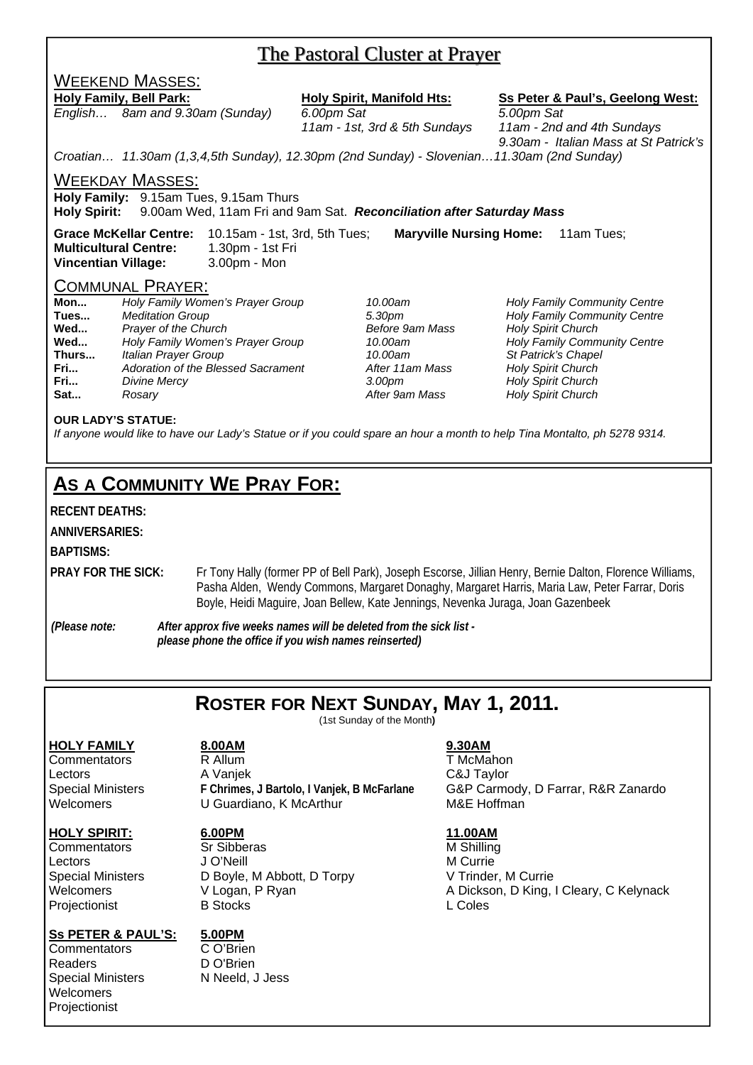# The Pastoral Cluster at Prayer

## WEEKEND MASSES:

**Holy Family, Bell Park:**
*English… 8am and 9.30am (Sunday)*

**Holy Spirit, Manifold Hts:**
*6.00pm Sat*
*11am - 1st, 3rd & 5th Sundays*

**Ss Peter & Paul's, Geelong West:**
*5.00pm Sat*
*11am - 2nd and 4th Sundays*
*9.30am - Italian Mass at St Patrick's*

*Croatian… 11.30am (1,3,4,5th Sunday), 12.30pm (2nd Sunday) - Slovenian…11.30am (2nd Sunday)*

## WEEKDAY MASSES:

**Holy Family:** 9.15am Tues, 9.15am Thurs
**Holy Spirit:** 9.00am Wed, 11am Fri and 9am Sat. ***Reconciliation after Saturday Mass***

**Grace McKellar Centre:** 10.15am - 1st, 3rd, 5th Tues; **Maryville Nursing Home:** 11am Tues;
**Multicultural Centre:** 1.30pm - 1st Fri
**Vincentian Village:** 3.00pm - Mon

## COMMUNAL PRAYER:

| | | | |
|---|---|---|---|
| **Mon...** | *Holy Family Women's Prayer Group* | *10.00am* | *Holy Family Community Centre* |
| **Tues...** | *Meditation Group* | *5.30pm* | *Holy Family Community Centre* |
| **Wed...** | *Prayer of the Church* | *Before 9am Mass* | *Holy Spirit Church* |
| **Wed...** | *Holy Family Women's Prayer Group* | *10.00am* | *Holy Family Community Centre* |
| **Thurs...** | *Italian Prayer Group* | *10.00am* | *St Patrick's Chapel* |
| **Fri...** | *Adoration of the Blessed Sacrament* | *After 11am Mass* | *Holy Spirit Church* |
| **Fri...** | *Divine Mercy* | *3.00pm* | *Holy Spirit Church* |
| **Sat...** | *Rosary* | *After 9am Mass* | *Holy Spirit Church* |

**OUR LADY'S STATUE:**
*If anyone would like to have our Lady's Statue or if you could spare an hour a month to help Tina Montalto, ph 5278 9314.*

# AS A COMMUNITY WE PRAY FOR:

**RECENT DEATHS:**

**ANNIVERSARIES:**

**BAPTISMS:**

**PRAY FOR THE SICK:** Fr Tony Hally (former PP of Bell Park), Joseph Escorse, Jillian Henry, Bernie Dalton, Florence Williams, Pasha Alden, Wendy Commons, Margaret Donaghy, Margaret Harris, Maria Law, Peter Farrar, Doris Boyle, Heidi Maguire, Joan Bellew, Kate Jennings, Nevenka Juraga, Joan Gazenbeek

***(Please note: After approx five weeks names will be deleted from the sick list - please phone the office if you wish names reinserted)***

# ROSTER FOR NEXT SUNDAY, MAY 1, 2011.

(1st Sunday of the Month)

| **HOLY FAMILY** | **8.00AM** | **9.30AM** |
|---|---|---|
| Commentators | R Allum | T McMahon |
| Lectors | A Vanjek | C&J Taylor |
| Special Ministers | **F Chrimes, J Bartolo, I Vanjek, B McFarlane** | G&P Carmody, D Farrar, R&R Zanardo |
| Welcomers | U Guardiano, K McArthur | M&E Hoffman |

| **HOLY SPIRIT:** | **6.00PM** | **11.00AM** |
|---|---|---|
| Commentators | Sr Sibberas | M Shilling |
| Lectors | J O'Neill | M Currie |
| Special Ministers | D Boyle, M Abbott, D Torpy | V Trinder, M Currie |
| Welcomers | V Logan, P Ryan | A Dickson, D King, I Cleary, C Kelynack |
| Projectionist | B Stocks | L Coles |

| **Ss PETER & PAUL'S:** | **5.00PM** |
|---|---|
| Commentators | C O'Brien |
| Readers | D O'Brien |
| Special Ministers | N Neeld, J Jess |
| Welcomers | |
| Projectionist | |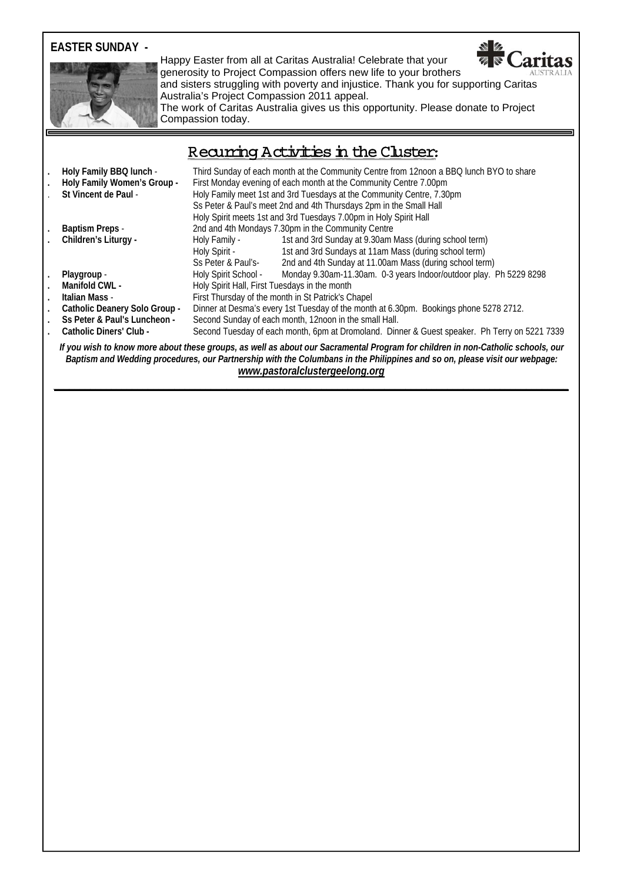## EASTER SUNDAY -

Happy Easter from all at Caritas Australia! Celebrate that your generosity to Project Compassion offers new life to your brothers and sisters struggling with poverty and injustice. Thank you for supporting Caritas Australia's Project Compassion 2011 appeal.
The work of Caritas Australia gives us this opportunity. Please donate to Project Compassion today.

## Recurring Activities in the Cluster:

- **Holy Family BBQ lunch** - Third Sunday of each month at the Community Centre from 12noon a BBQ lunch BYO to share
- **Holy Family Women's Group -** First Monday evening of each month at the Community Centre 7.00pm
- **St Vincent de Paul** - Holy Family meet 1st and 3rd Tuesdays at the Community Centre, 7.30pm
  Ss Peter & Paul's meet 2nd and 4th Thursdays 2pm in the Small Hall
  Holy Spirit meets 1st and 3rd Tuesdays 7.00pm in Holy Spirit Hall
- **Baptism Preps** - 2nd and 4th Mondays 7.30pm in the Community Centre
- **Children's Liturgy -**
  Holy Family - 1st and 3rd Sunday at 9.30am Mass (during school term)
  Holy Spirit - 1st and 3rd Sundays at 11am Mass (during school term)
  Ss Peter & Paul's- 2nd and 4th Sunday at 11.00am Mass (during school term)
- **Playgroup** - Holy Spirit School - Monday 9.30am-11.30am. 0-3 years Indoor/outdoor play. Ph 5229 8298
- **Manifold CWL -** Holy Spirit Hall, First Tuesdays in the month
- **Italian Mass** - First Thursday of the month in St Patrick's Chapel
- **Catholic Deanery Solo Group -** Dinner at Desma's every 1st Tuesday of the month at 6.30pm. Bookings phone 5278 2712.
- **Ss Peter & Paul's Luncheon -** Second Sunday of each month, 12noon in the small Hall.
- **Catholic Diners' Club -** Second Tuesday of each month, 6pm at Dromoland. Dinner & Guest speaker. Ph Terry on 5221 7339

***If you wish to know more about these groups, as well as about our Sacramental Program for children in non-Catholic schools, our Baptism and Wedding procedures, our Partnership with the Columbans in the Philippines and so on, please visit our webpage: www.pastoralclustergeelong.org***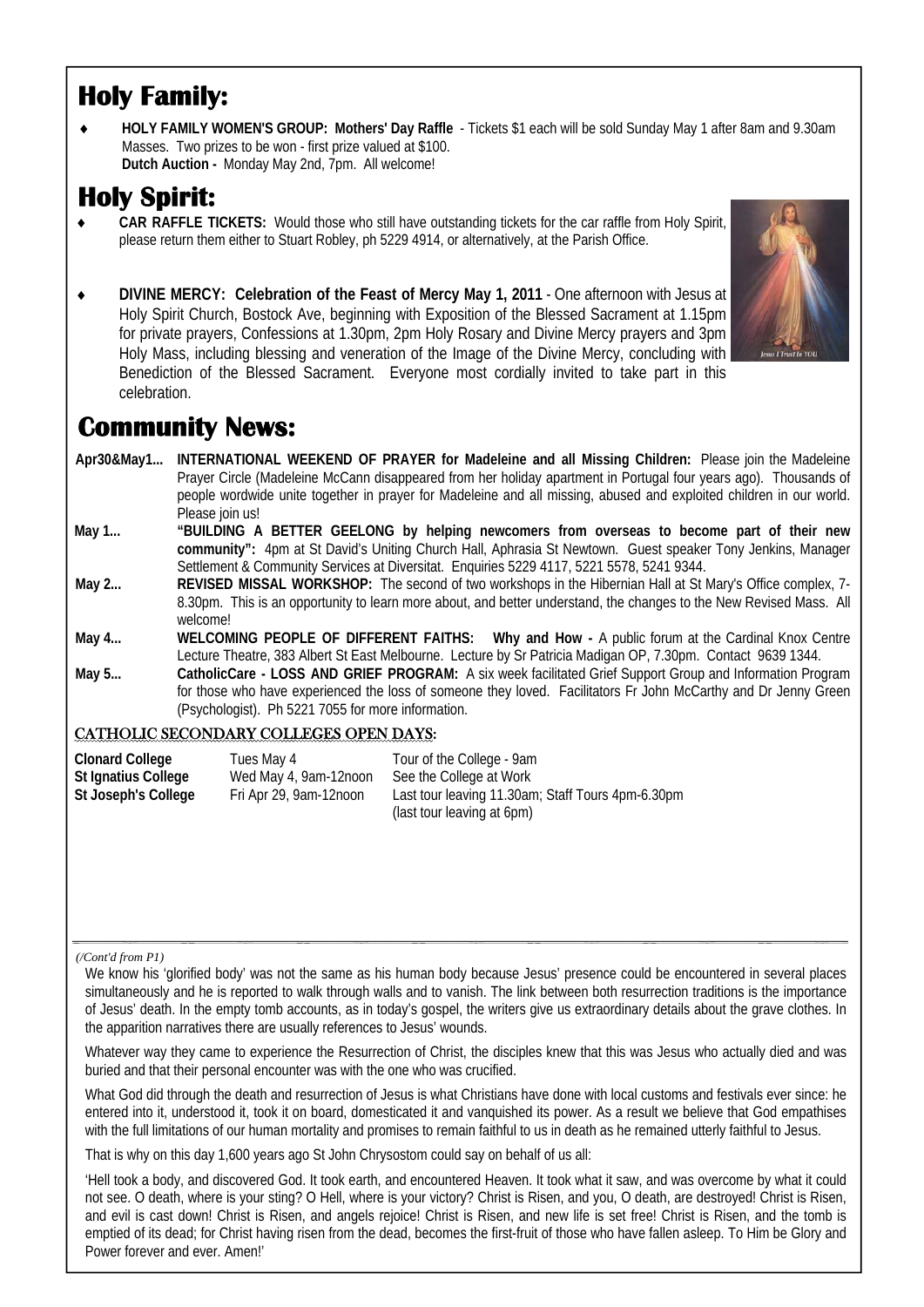## Holy Family:

- **HOLY FAMILY WOMEN'S GROUP: Mothers' Day Raffle** - Tickets $1 each will be sold Sunday May 1 after 8am and 9.30am Masses. Two prizes to be won - first prize valued at $100.
  **Dutch Auction -** Monday May 2nd, 7pm. All welcome!

## Holy Spirit:

- **CAR RAFFLE TICKETS:** Would those who still have outstanding tickets for the car raffle from Holy Spirit, please return them either to Stuart Robley, ph 5229 4914, or alternatively, at the Parish Office.

- **DIVINE MERCY: Celebration of the Feast of Mercy May 1, 2011** - One afternoon with Jesus at Holy Spirit Church, Bostock Ave, beginning with Exposition of the Blessed Sacrament at 1.15pm for private prayers, Confessions at 1.30pm, 2pm Holy Rosary and Divine Mercy prayers and 3pm Holy Mass, including blessing and veneration of the Image of the Divine Mercy, concluding with Benediction of the Blessed Sacrament. Everyone most cordially invited to take part in this celebration.

## Community News:

**Apr30&May1...** **INTERNATIONAL WEEKEND OF PRAYER for Madeleine and all Missing Children:** Please join the Madeleine Prayer Circle (Madeleine McCann disappeared from her holiday apartment in Portugal four years ago). Thousands of people wordwide unite together in prayer for Madeleine and all missing, abused and exploited children in our world. Please join us!

**May 1...** **"BUILDING A BETTER GEELONG by helping newcomers from overseas to become part of their new community":** 4pm at St David's Uniting Church Hall, Aphrasia St Newtown. Guest speaker Tony Jenkins, Manager Settlement & Community Services at Diversitat. Enquiries 5229 4117, 5221 5578, 5241 9344.

**May 2...** **REVISED MISSAL WORKSHOP:** The second of two workshops in the Hibernian Hall at St Mary's Office complex, 7-8.30pm. This is an opportunity to learn more about, and better understand, the changes to the New Revised Mass. All welcome!

**May 4...** **WELCOMING PEOPLE OF DIFFERENT FAITHS: Why and How -** A public forum at the Cardinal Knox Centre Lecture Theatre, 383 Albert St East Melbourne. Lecture by Sr Patricia Madigan OP, 7.30pm. Contact 9639 1344.

**May 5...** **CatholicCare - LOSS AND GRIEF PROGRAM:** A six week facilitated Grief Support Group and Information Program for those who have experienced the loss of someone they loved. Facilitators Fr John McCarthy and Dr Jenny Green (Psychologist). Ph 5221 7055 for more information.

### CATHOLIC SECONDARY COLLEGES OPEN DAYS:

| | | |
|---|---|---|
| **Clonard College** | Tues May 4 | Tour of the College - 9am |
| **St Ignatius College** | Wed May 4, 9am-12noon | See the College at Work |
| **St Joseph's College** | Fri Apr 29, 9am-12noon | Last tour leaving 11.30am; Staff Tours 4pm-6.30pm (last tour leaving at 6pm) |

*(/Cont'd from P1)*

We know his 'glorified body' was not the same as his human body because Jesus' presence could be encountered in several places simultaneously and he is reported to walk through walls and to vanish. The link between both resurrection traditions is the importance of Jesus' death. In the empty tomb accounts, as in today's gospel, the writers give us extraordinary details about the grave clothes. In the apparition narratives there are usually references to Jesus' wounds.

Whatever way they came to experience the Resurrection of Christ, the disciples knew that this was Jesus who actually died and was buried and that their personal encounter was with the one who was crucified.

What God did through the death and resurrection of Jesus is what Christians have done with local customs and festivals ever since: he entered into it, understood it, took it on board, domesticated it and vanquished its power. As a result we believe that God empathises with the full limitations of our human mortality and promises to remain faithful to us in death as he remained utterly faithful to Jesus.

That is why on this day 1,600 years ago St John Chrysostom could say on behalf of us all:

'Hell took a body, and discovered God. It took earth, and encountered Heaven. It took what it saw, and was overcome by what it could not see. O death, where is your sting? O Hell, where is your victory? Christ is Risen, and you, O death, are destroyed! Christ is Risen, and evil is cast down! Christ is Risen, and angels rejoice! Christ is Risen, and new life is set free! Christ is Risen, and the tomb is emptied of its dead; for Christ having risen from the dead, becomes the first-fruit of those who have fallen asleep. To Him be Glory and Power forever and ever. Amen!'